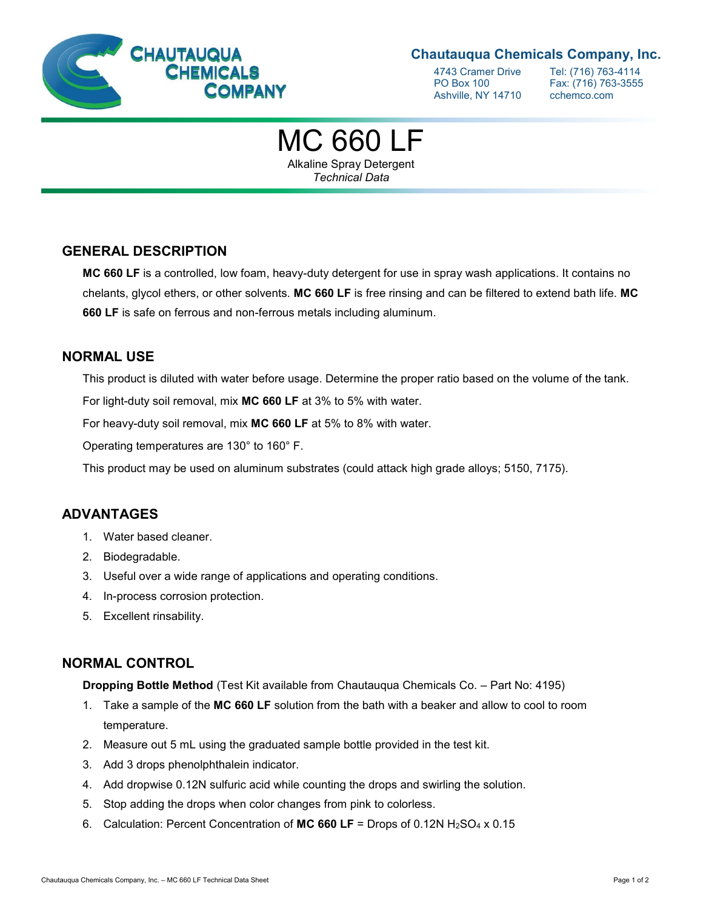**Chautauqua Chemicals Company**

**Chautauqua Chemicals Company, Inc.**

4743 Cramer Drive
PO Box 100
Ashville, NY 14710

Tel: (716) 763-4114
Fax: (716) 763-3555
cchemco.com

# MC 660 LF

Alkaline Spray Detergent
*Technical Data*

## GENERAL DESCRIPTION

**MC 660 LF** is a controlled, low foam, heavy-duty detergent for use in spray wash applications. It contains no chelants, glycol ethers, or other solvents. **MC 660 LF** is free rinsing and can be filtered to extend bath life. **MC 660 LF** is safe on ferrous and non-ferrous metals including aluminum.

## NORMAL USE

This product is diluted with water before usage. Determine the proper ratio based on the volume of the tank.

For light-duty soil removal, mix **MC 660 LF** at 3% to 5% with water.

For heavy-duty soil removal, mix **MC 660 LF** at 5% to 8% with water.

Operating temperatures are 130° to 160° F.

This product may be used on aluminum substrates (could attack high grade alloys; 5150, 7175).

## ADVANTAGES

1. Water based cleaner.
2. Biodegradable.
3. Useful over a wide range of applications and operating conditions.
4. In-process corrosion protection.
5. Excellent rinsability.

## NORMAL CONTROL

**Dropping Bottle Method** (Test Kit available from Chautauqua Chemicals Co. – Part No: 4195)

1. Take a sample of the **MC 660 LF** solution from the bath with a beaker and allow to cool to room temperature.
2. Measure out 5 mL using the graduated sample bottle provided in the test kit.
3. Add 3 drops phenolphthalein indicator.
4. Add dropwise 0.12N sulfuric acid while counting the drops and swirling the solution.
5. Stop adding the drops when color changes from pink to colorless.
6. Calculation: Percent Concentration of **MC 660 LF** = Drops of 0.12N $H_2SO_4$ x 0.15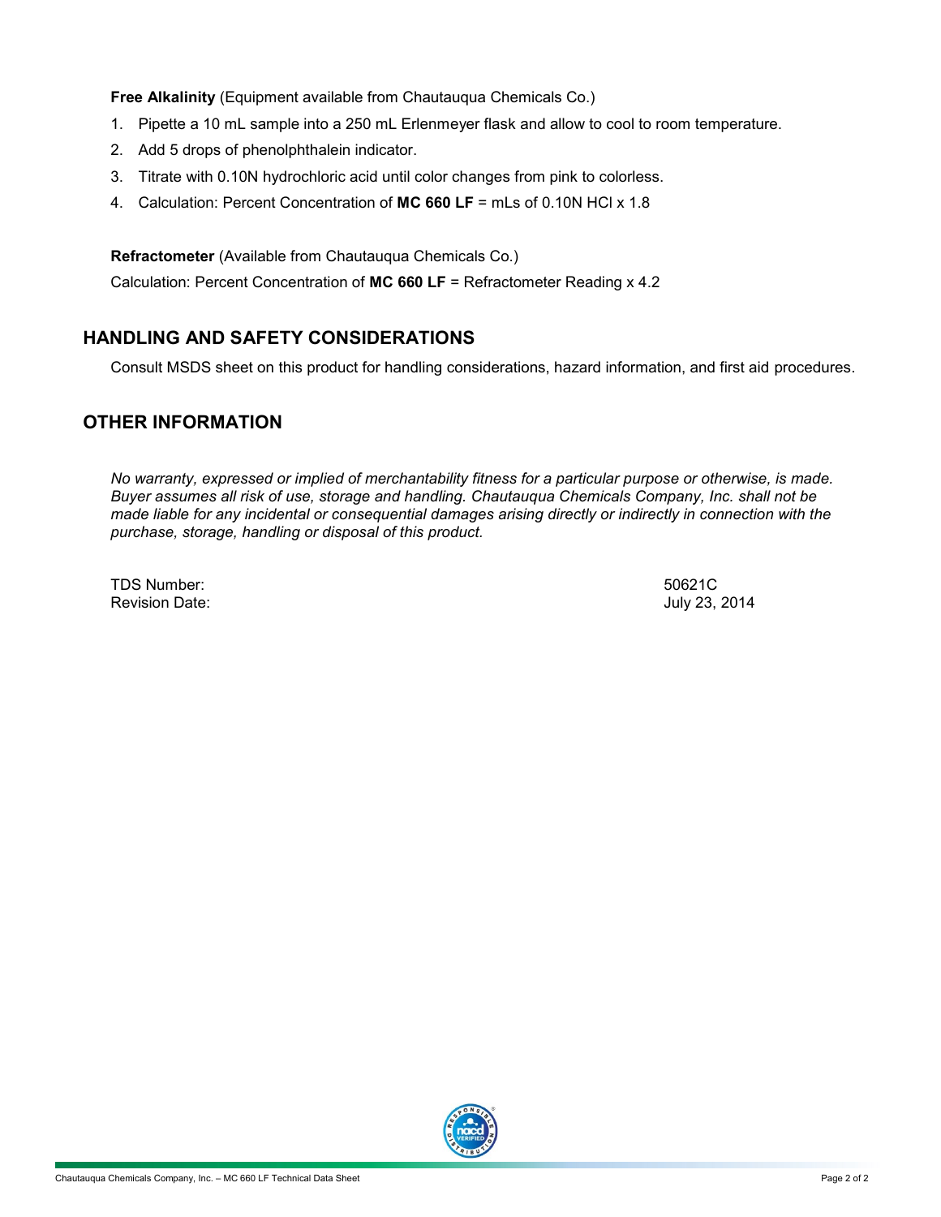**Free Alkalinity** (Equipment available from Chautauqua Chemicals Co.)

1. Pipette a 10 mL sample into a 250 mL Erlenmeyer flask and allow to cool to room temperature.
2. Add 5 drops of phenolphthalein indicator.
3. Titrate with 0.10N hydrochloric acid until color changes from pink to colorless.
4. Calculation: Percent Concentration of **MC 660 LF** = mLs of 0.10N HCl x 1.8

**Refractometer** (Available from Chautauqua Chemicals Co.)

Calculation: Percent Concentration of **MC 660 LF** = Refractometer Reading x 4.2

## HANDLING AND SAFETY CONSIDERATIONS

Consult MSDS sheet on this product for handling considerations, hazard information, and first aid procedures.

## OTHER INFORMATION

*No warranty, expressed or implied of merchantability fitness for a particular purpose or otherwise, is made. Buyer assumes all risk of use, storage and handling. Chautauqua Chemicals Company, Inc. shall not be made liable for any incidental or consequential damages arising directly or indirectly in connection with the purchase, storage, handling or disposal of this product.*

| | |
|---|---|
| TDS Number: | 50621C |
| Revision Date: | July 23, 2014 |